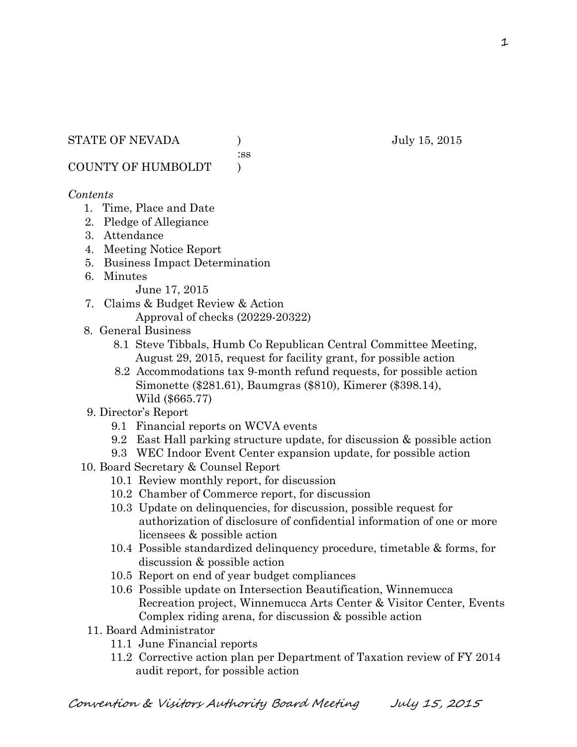STATE OF NEVADA )                                         July 15, 2015
:ss
COUNTY OF HUMBOLDT )

*Contents*

1. Time, Place and Date
2. Pledge of Allegiance
3. Attendance
4. Meeting Notice Report
5. Business Impact Determination
6. Minutes
   June 17, 2015
7. Claims & Budget Review & Action
   Approval of checks (20229-20322)
8. General Business
   - 8.1 Steve Tibbals, Humb Co Republican Central Committee Meeting, August 29, 2015, request for facility grant, for possible action
   - 8.2 Accommodations tax 9-month refund requests, for possible action Simonette ($281.61), Baumgras ($810), Kimerer ($398.14), Wild ($665.77)
9. Director's Report
   - 9.1 Financial reports on WCVA events
   - 9.2 East Hall parking structure update, for discussion & possible action
   - 9.3 WEC Indoor Event Center expansion update, for possible action
10. Board Secretary & Counsel Report
    - 10.1 Review monthly report, for discussion
    - 10.2 Chamber of Commerce report, for discussion
    - 10.3 Update on delinquencies, for discussion, possible request for authorization of disclosure of confidential information of one or more licensees & possible action
    - 10.4 Possible standardized delinquency procedure, timetable & forms, for discussion & possible action
    - 10.5 Report on end of year budget compliances
    - 10.6 Possible update on Intersection Beautification, Winnemucca Recreation project, Winnemucca Arts Center & Visitor Center, Events Complex riding arena, for discussion & possible action
11. Board Administrator
    - 11.1 June Financial reports
    - 11.2 Corrective action plan per Department of Taxation review of FY 2014 audit report, for possible action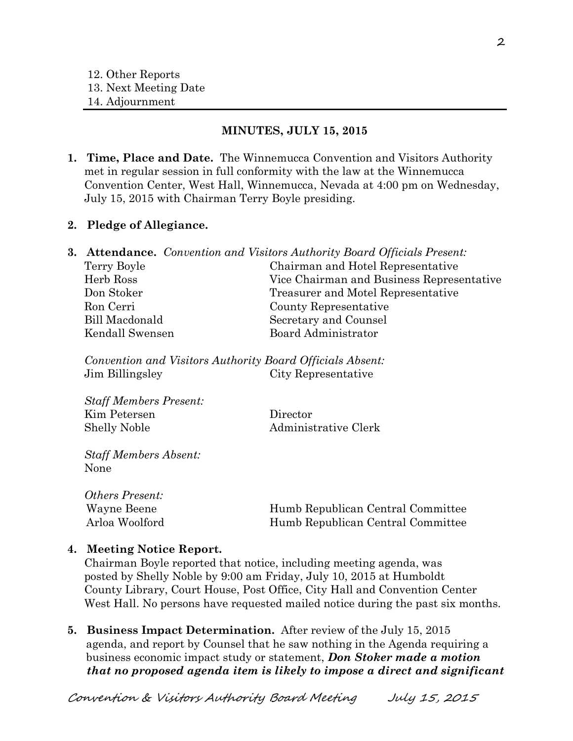12. Other Reports
13. Next Meeting Date
14. Adjournment

---

**MINUTES, JULY 15, 2015**

1. **Time, Place and Date.** The Winnemucca Convention and Visitors Authority met in regular session in full conformity with the law at the Winnemucca Convention Center, West Hall, Winnemucca, Nevada at 4:00 pm on Wednesday, July 15, 2015 with Chairman Terry Boyle presiding.

2. **Pledge of Allegiance.**

3. **Attendance.** *Convention and Visitors Authority Board Officials Present:*

| | |
|---|---|
| Terry Boyle | Chairman and Hotel Representative |
| Herb Ross | Vice Chairman and Business Representative |
| Don Stoker | Treasurer and Motel Representative |
| Ron Cerri | County Representative |
| Bill Macdonald | Secretary and Counsel |
| Kendall Swensen | Board Administrator |

*Convention and Visitors Authority Board Officials Absent:*

| | |
|---|---|
| Jim Billingsley | City Representative |

*Staff Members Present:*

| | |
|---|---|
| Kim Petersen | Director |
| Shelly Noble | Administrative Clerk |

*Staff Members Absent:*
None

*Others Present:*

| | |
|---|---|
| Wayne Beene | Humb Republican Central Committee |
| Arloa Woolford | Humb Republican Central Committee |

4. **Meeting Notice Report.**
Chairman Boyle reported that notice, including meeting agenda, was posted by Shelly Noble by 9:00 am Friday, July 10, 2015 at Humboldt County Library, Court House, Post Office, City Hall and Convention Center West Hall. No persons have requested mailed notice during the past six months.

5. **Business Impact Determination.** After review of the July 15, 2015 agenda, and report by Counsel that he saw nothing in the Agenda requiring a business economic impact study or statement, ***Don Stoker made a motion that no proposed agenda item is likely to impose a direct and significant***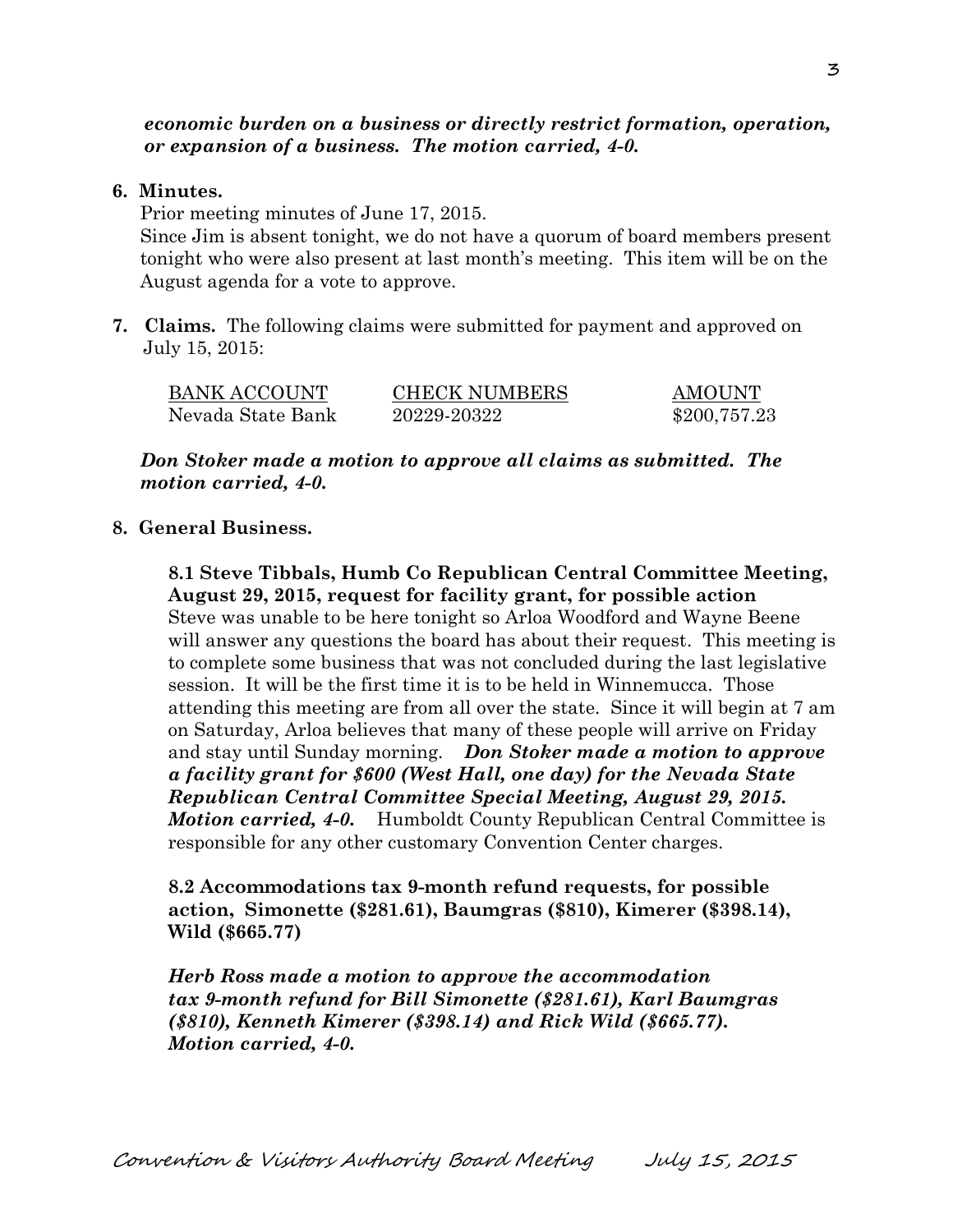***economic burden on a business or directly restrict formation, operation, or expansion of a business. The motion carried, 4-0.***

**6. Minutes.**

Prior meeting minutes of June 17, 2015.
Since Jim is absent tonight, we do not have a quorum of board members present tonight who were also present at last month's meeting. This item will be on the August agenda for a vote to approve.

**7. Claims.** The following claims were submitted for payment and approved on July 15, 2015:

| BANK ACCOUNT | CHECK NUMBERS | AMOUNT |
|---|---|---|
| Nevada State Bank | 20229-20322 | $200,757.23 |

***Don Stoker made a motion to approve all claims as submitted. The motion carried, 4-0.***

**8. General Business.**

**8.1 Steve Tibbals, Humb Co Republican Central Committee Meeting, August 29, 2015, request for facility grant, for possible action**
Steve was unable to be here tonight so Arloa Woodford and Wayne Beene will answer any questions the board has about their request. This meeting is to complete some business that was not concluded during the last legislative session. It will be the first time it is to be held in Winnemucca. Those attending this meeting are from all over the state. Since it will begin at 7 am on Saturday, Arloa believes that many of these people will arrive on Friday and stay until Sunday morning. ***Don Stoker made a motion to approve a facility grant for $600 (West Hall, one day) for the Nevada State Republican Central Committee Special Meeting, August 29, 2015. Motion carried, 4-0.*** Humboldt County Republican Central Committee is responsible for any other customary Convention Center charges.

**8.2 Accommodations tax 9-month refund requests, for possible action, Simonette ($281.61), Baumgras ($810), Kimerer ($398.14), Wild ($665.77)**

***Herb Ross made a motion to approve the accommodation tax 9-month refund for Bill Simonette ($281.61), Karl Baumgras ($810), Kenneth Kimerer ($398.14) and Rick Wild ($665.77). Motion carried, 4-0.***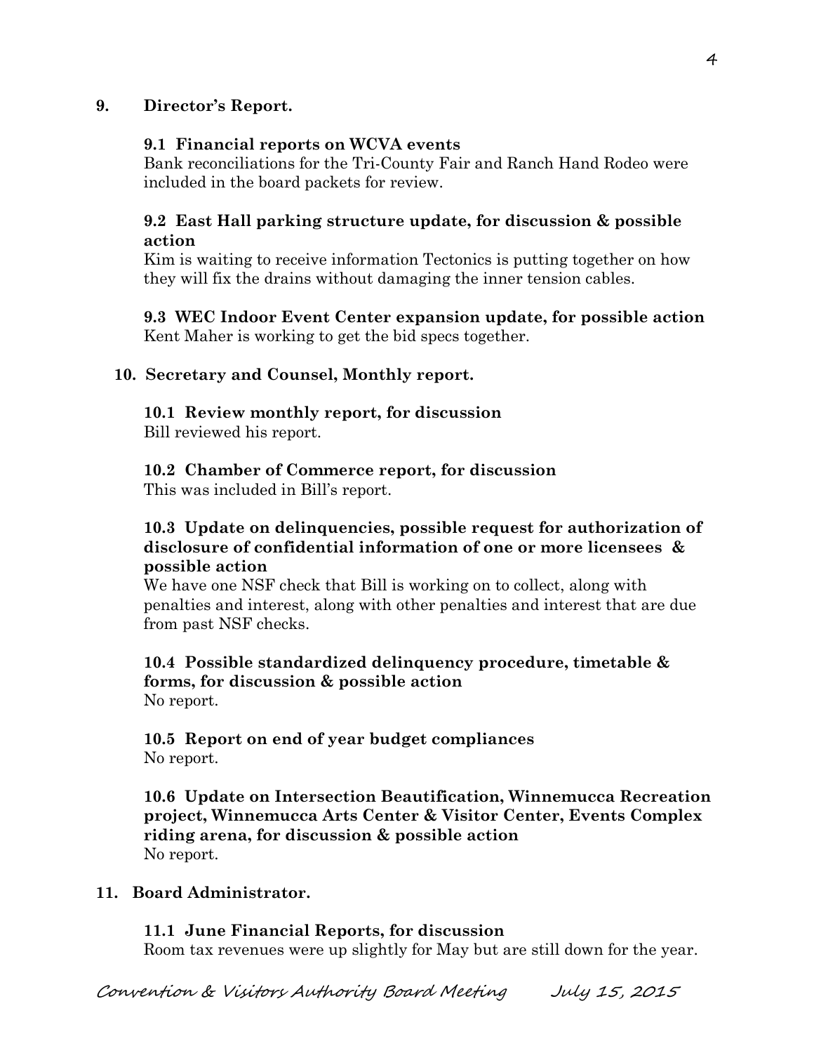**9. Director's Report.**

**9.1 Financial reports on WCVA events**

Bank reconciliations for the Tri-County Fair and Ranch Hand Rodeo were included in the board packets for review.

**9.2 East Hall parking structure update, for discussion & possible action**

Kim is waiting to receive information Tectonics is putting together on how they will fix the drains without damaging the inner tension cables.

**9.3 WEC Indoor Event Center expansion update, for possible action**

Kent Maher is working to get the bid specs together.

**10. Secretary and Counsel, Monthly report.**

**10.1 Review monthly report, for discussion**

Bill reviewed his report.

**10.2 Chamber of Commerce report, for discussion**

This was included in Bill's report.

**10.3 Update on delinquencies, possible request for authorization of disclosure of confidential information of one or more licensees & possible action**

We have one NSF check that Bill is working on to collect, along with penalties and interest, along with other penalties and interest that are due from past NSF checks.

**10.4 Possible standardized delinquency procedure, timetable & forms, for discussion & possible action**

No report.

**10.5 Report on end of year budget compliances**

No report.

**10.6 Update on Intersection Beautification, Winnemucca Recreation project, Winnemucca Arts Center & Visitor Center, Events Complex riding arena, for discussion & possible action**

No report.

**11. Board Administrator.**

**11.1 June Financial Reports, for discussion**

Room tax revenues were up slightly for May but are still down for the year.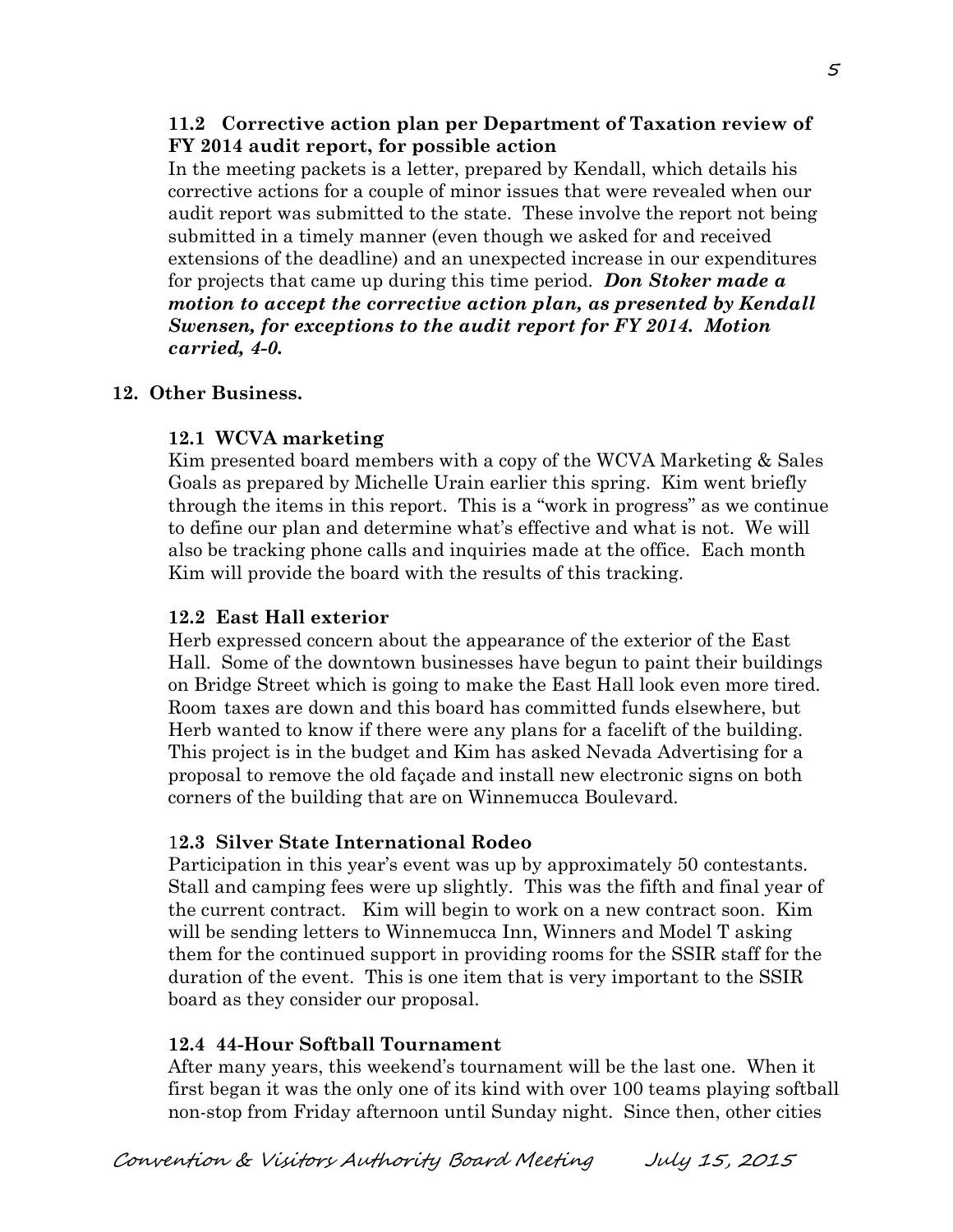**11.2 Corrective action plan per Department of Taxation review of FY 2014 audit report, for possible action**

In the meeting packets is a letter, prepared by Kendall, which details his corrective actions for a couple of minor issues that were revealed when our audit report was submitted to the state. These involve the report not being submitted in a timely manner (even though we asked for and received extensions of the deadline) and an unexpected increase in our expenditures for projects that came up during this time period. ***Don Stoker made a motion to accept the corrective action plan, as presented by Kendall Swensen, for exceptions to the audit report for FY 2014. Motion carried, 4-0.***

**12. Other Business.**

**12.1 WCVA marketing**

Kim presented board members with a copy of the WCVA Marketing & Sales Goals as prepared by Michelle Urain earlier this spring. Kim went briefly through the items in this report. This is a "work in progress" as we continue to define our plan and determine what's effective and what is not. We will also be tracking phone calls and inquiries made at the office. Each month Kim will provide the board with the results of this tracking.

**12.2 East Hall exterior**

Herb expressed concern about the appearance of the exterior of the East Hall. Some of the downtown businesses have begun to paint their buildings on Bridge Street which is going to make the East Hall look even more tired. Room taxes are down and this board has committed funds elsewhere, but Herb wanted to know if there were any plans for a facelift of the building. This project is in the budget and Kim has asked Nevada Advertising for a proposal to remove the old façade and install new electronic signs on both corners of the building that are on Winnemucca Boulevard.

**12.3 Silver State International Rodeo**

Participation in this year's event was up by approximately 50 contestants. Stall and camping fees were up slightly. This was the fifth and final year of the current contract. Kim will begin to work on a new contract soon. Kim will be sending letters to Winnemucca Inn, Winners and Model T asking them for the continued support in providing rooms for the SSIR staff for the duration of the event. This is one item that is very important to the SSIR board as they consider our proposal.

**12.4 44-Hour Softball Tournament**

After many years, this weekend's tournament will be the last one. When it first began it was the only one of its kind with over 100 teams playing softball non-stop from Friday afternoon until Sunday night. Since then, other cities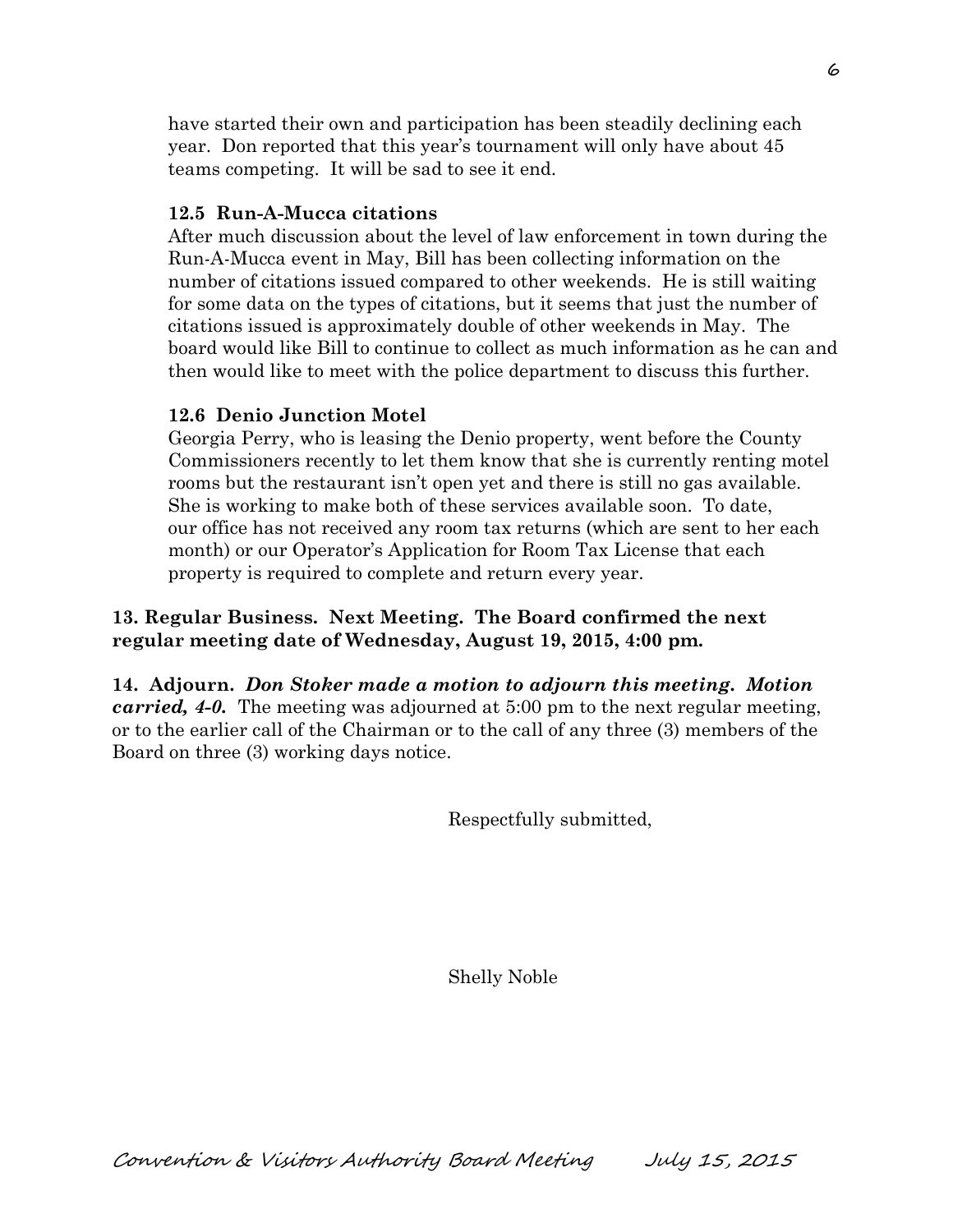have started their own and participation has been steadily declining each year. Don reported that this year's tournament will only have about 45 teams competing. It will be sad to see it end.

**12.5 Run-A-Mucca citations**

After much discussion about the level of law enforcement in town during the Run-A-Mucca event in May, Bill has been collecting information on the number of citations issued compared to other weekends. He is still waiting for some data on the types of citations, but it seems that just the number of citations issued is approximately double of other weekends in May. The board would like Bill to continue to collect as much information as he can and then would like to meet with the police department to discuss this further.

**12.6 Denio Junction Motel**

Georgia Perry, who is leasing the Denio property, went before the County Commissioners recently to let them know that she is currently renting motel rooms but the restaurant isn't open yet and there is still no gas available. She is working to make both of these services available soon. To date, our office has not received any room tax returns (which are sent to her each month) or our Operator's Application for Room Tax License that each property is required to complete and return every year.

**13. Regular Business. Next Meeting. The Board confirmed the next regular meeting date of Wednesday, August 19, 2015, 4:00 pm.**

**14. Adjourn.** ***Don Stoker made a motion to adjourn this meeting. Motion carried, 4-0.*** The meeting was adjourned at 5:00 pm to the next regular meeting, or to the earlier call of the Chairman or to the call of any three (3) members of the Board on three (3) working days notice.

Respectfully submitted,

Shelly Noble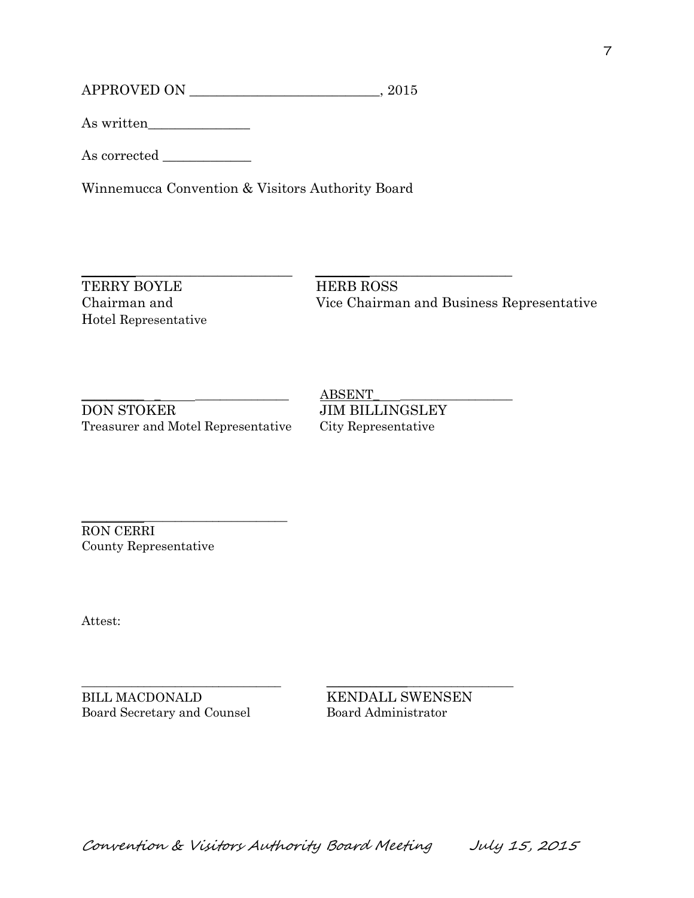APPROVED ON ____________________________, 2015

As written_______________

As corrected _____________

Winnemucca Convention & Visitors Authority Board

________________________________

TERRY BOYLE
Chairman and
Hotel Representative

________________________________

HERB ROSS
Vice Chairman and Business Representative

________________________________

DON STOKER
Treasurer and Motel Representative

ABSENT____________________

JIM BILLINGSLEY
City Representative

________________________________

RON CERRI
County Representative

Attest:

________________________________

BILL MACDONALD
Board Secretary and Counsel

________________________________

KENDALL SWENSEN
Board Administrator